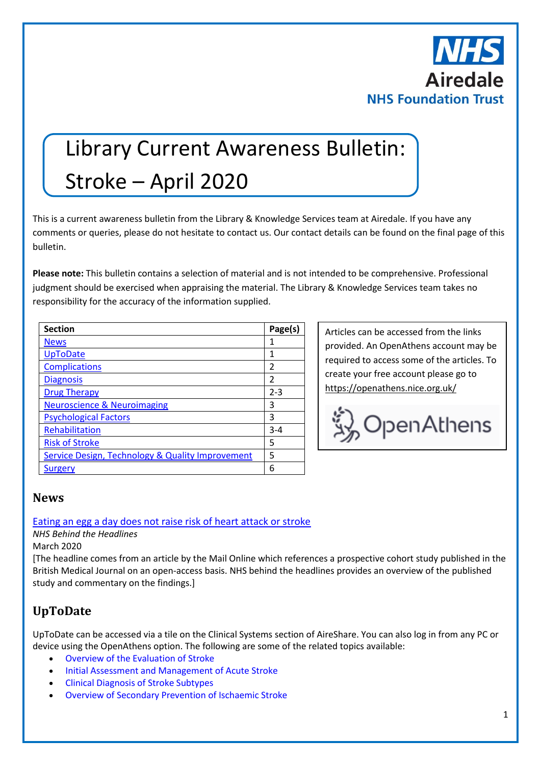NHS Airedale NHS Foundation Trust

# Library Current Awareness Bulletin: Stroke – April 2020

This is a current awareness bulletin from the Library & Knowledge Services team at Airedale. If you have any comments or queries, please do not hesitate to contact us. Our contact details can be found on the final page of this bulletin.

**Please note:** This bulletin contains a selection of material and is not intended to be comprehensive. Professional judgment should be exercised when appraising the material. The Library & Knowledge Services team takes no responsibility for the accuracy of the information supplied.

| Section | Page(s) |
|---|---|
| News | 1 |
| UpToDate | 1 |
| Complications | 2 |
| Diagnosis | 2 |
| Drug Therapy | 2-3 |
| Neuroscience & Neuroimaging | 3 |
| Psychological Factors | 3 |
| Rehabilitation | 3-4 |
| Risk of Stroke | 5 |
| Service Design, Technology & Quality Improvement | 5 |
| Surgery | 6 |

Articles can be accessed from the links provided. An OpenAthens account may be required to access some of the articles. To create your free account please go to https://openathens.nice.org.uk/

OpenAthens

## News

Eating an egg a day does not raise risk of heart attack or stroke
*NHS Behind the Headlines*
March 2020
[The headline comes from an article by the Mail Online which references a prospective cohort study published in the British Medical Journal on an open-access basis. NHS behind the headlines provides an overview of the published study and commentary on the findings.]

## UpToDate

UpToDate can be accessed via a tile on the Clinical Systems section of AireShare. You can also log in from any PC or device using the OpenAthens option. The following are some of the related topics available:

- Overview of the Evaluation of Stroke
- Initial Assessment and Management of Acute Stroke
- Clinical Diagnosis of Stroke Subtypes
- Overview of Secondary Prevention of Ischaemic Stroke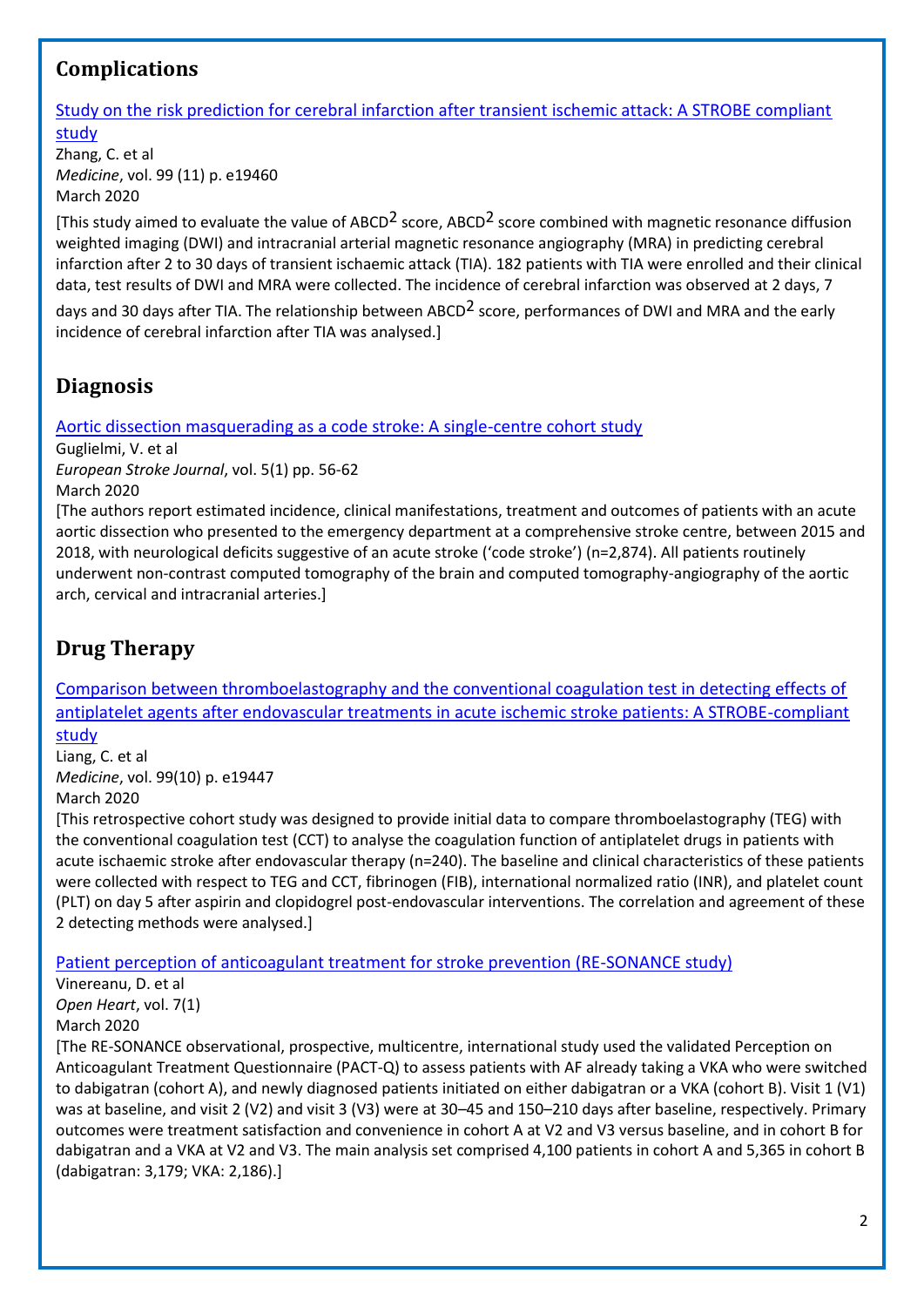## Complications

[Study on the risk prediction for cerebral infarction after transient ischemic attack: A STROBE compliant study]
Zhang, C. et al
*Medicine*, vol. 99 (11) p. e19460
March 2020

[This study aimed to evaluate the value of ABCD$^2$ score, ABCD$^2$ score combined with magnetic resonance diffusion weighted imaging (DWI) and intracranial arterial magnetic resonance angiography (MRA) in predicting cerebral infarction after 2 to 30 days of transient ischaemic attack (TIA). 182 patients with TIA were enrolled and their clinical data, test results of DWI and MRA were collected. The incidence of cerebral infarction was observed at 2 days, 7 days and 30 days after TIA. The relationship between ABCD$^2$ score, performances of DWI and MRA and the early incidence of cerebral infarction after TIA was analysed.]

## Diagnosis

[Aortic dissection masquerading as a code stroke: A single-centre cohort study]
Guglielmi, V. et al
*European Stroke Journal*, vol. 5(1) pp. 56-62
March 2020

[The authors report estimated incidence, clinical manifestations, treatment and outcomes of patients with an acute aortic dissection who presented to the emergency department at a comprehensive stroke centre, between 2015 and 2018, with neurological deficits suggestive of an acute stroke ('code stroke') (n=2,874). All patients routinely underwent non-contrast computed tomography of the brain and computed tomography-angiography of the aortic arch, cervical and intracranial arteries.]

## Drug Therapy

[Comparison between thromboelastography and the conventional coagulation test in detecting effects of antiplatelet agents after endovascular treatments in acute ischemic stroke patients: A STROBE-compliant study]
Liang, C. et al
*Medicine*, vol. 99(10) p. e19447
March 2020

[This retrospective cohort study was designed to provide initial data to compare thromboelastography (TEG) with the conventional coagulation test (CCT) to analyse the coagulation function of antiplatelet drugs in patients with acute ischaemic stroke after endovascular therapy (n=240). The baseline and clinical characteristics of these patients were collected with respect to TEG and CCT, fibrinogen (FIB), international normalized ratio (INR), and platelet count (PLT) on day 5 after aspirin and clopidogrel post-endovascular interventions. The correlation and agreement of these 2 detecting methods were analysed.]

[Patient perception of anticoagulant treatment for stroke prevention (RE-SONANCE study)]
Vinereanu, D. et al
*Open Heart*, vol. 7(1)
March 2020

[The RE-SONANCE observational, prospective, multicentre, international study used the validated Perception on Anticoagulant Treatment Questionnaire (PACT-Q) to assess patients with AF already taking a VKA who were switched to dabigatran (cohort A), and newly diagnosed patients initiated on either dabigatran or a VKA (cohort B). Visit 1 (V1) was at baseline, and visit 2 (V2) and visit 3 (V3) were at 30–45 and 150–210 days after baseline, respectively. Primary outcomes were treatment satisfaction and convenience in cohort A at V2 and V3 versus baseline, and in cohort B for dabigatran and a VKA at V2 and V3. The main analysis set comprised 4,100 patients in cohort A and 5,365 in cohort B (dabigatran: 3,179; VKA: 2,186).]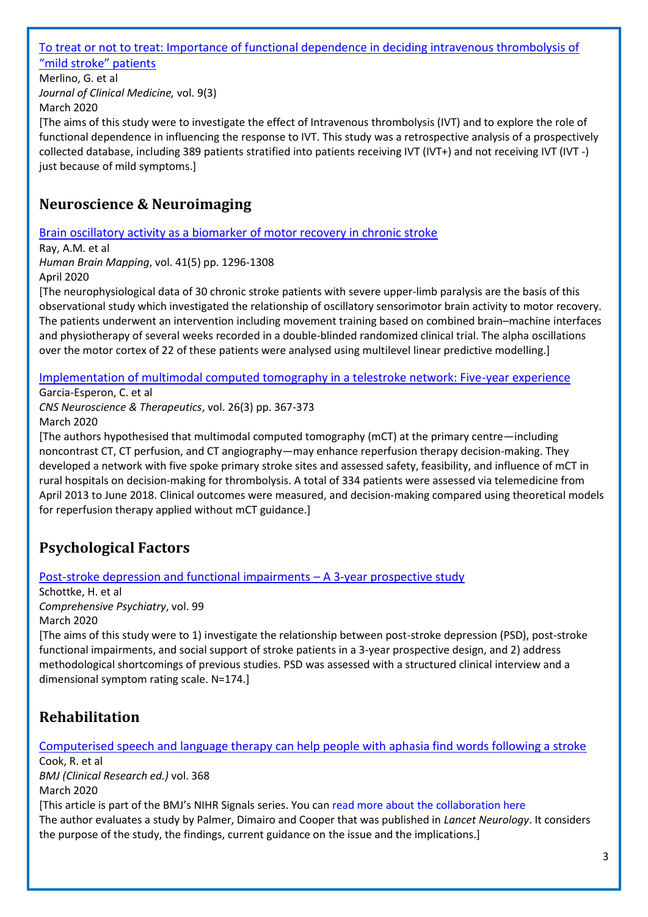[To treat or not to treat: Importance of functional dependence in deciding intravenous thrombolysis of "mild stroke" patients]

Merlino, G. et al

*Journal of Clinical Medicine,* vol. 9(3)

March 2020

[The aims of this study were to investigate the effect of Intravenous thrombolysis (IVT) and to explore the role of functional dependence in influencing the response to IVT. This study was a retrospective analysis of a prospectively collected database, including 389 patients stratified into patients receiving IVT (IVT+) and not receiving IVT (IVT -) just because of mild symptoms.]

## Neuroscience & Neuroimaging

[Brain oscillatory activity as a biomarker of motor recovery in chronic stroke]

Ray, A.M. et al

*Human Brain Mapping*, vol. 41(5) pp. 1296-1308

April 2020

[The neurophysiological data of 30 chronic stroke patients with severe upper-limb paralysis are the basis of this observational study which investigated the relationship of oscillatory sensorimotor brain activity to motor recovery. The patients underwent an intervention including movement training based on combined brain–machine interfaces and physiotherapy of several weeks recorded in a double-blinded randomized clinical trial. The alpha oscillations over the motor cortex of 22 of these patients were analysed using multilevel linear predictive modelling.]

[Implementation of multimodal computed tomography in a telestroke network: Five-year experience]

Garcia-Esperon, C. et al

*CNS Neuroscience & Therapeutics*, vol. 26(3) pp. 367-373

March 2020

[The authors hypothesised that multimodal computed tomography (mCT) at the primary centre—including noncontrast CT, CT perfusion, and CT angiography—may enhance reperfusion therapy decision-making. They developed a network with five spoke primary stroke sites and assessed safety, feasibility, and influence of mCT in rural hospitals on decision-making for thrombolysis. A total of 334 patients were assessed via telemedicine from April 2013 to June 2018. Clinical outcomes were measured, and decision-making compared using theoretical models for reperfusion therapy applied without mCT guidance.]

## Psychological Factors

[Post-stroke depression and functional impairments – A 3-year prospective study]

Schottke, H. et al

*Comprehensive Psychiatry*, vol. 99

March 2020

[The aims of this study were to 1) investigate the relationship between post-stroke depression (PSD), post-stroke functional impairments, and social support of stroke patients in a 3-year prospective design, and 2) address methodological shortcomings of previous studies. PSD was assessed with a structured clinical interview and a dimensional symptom rating scale. N=174.]

## Rehabilitation

[Computerised speech and language therapy can help people with aphasia find words following a stroke]

Cook, R. et al

*BMJ (Clinical Research ed.)* vol. 368

March 2020

[This article is part of the BMJ's NIHR Signals series. You can read more about the collaboration here
The author evaluates a study by Palmer, Dimairo and Cooper that was published in *Lancet Neurology*. It considers the purpose of the study, the findings, current guidance on the issue and the implications.]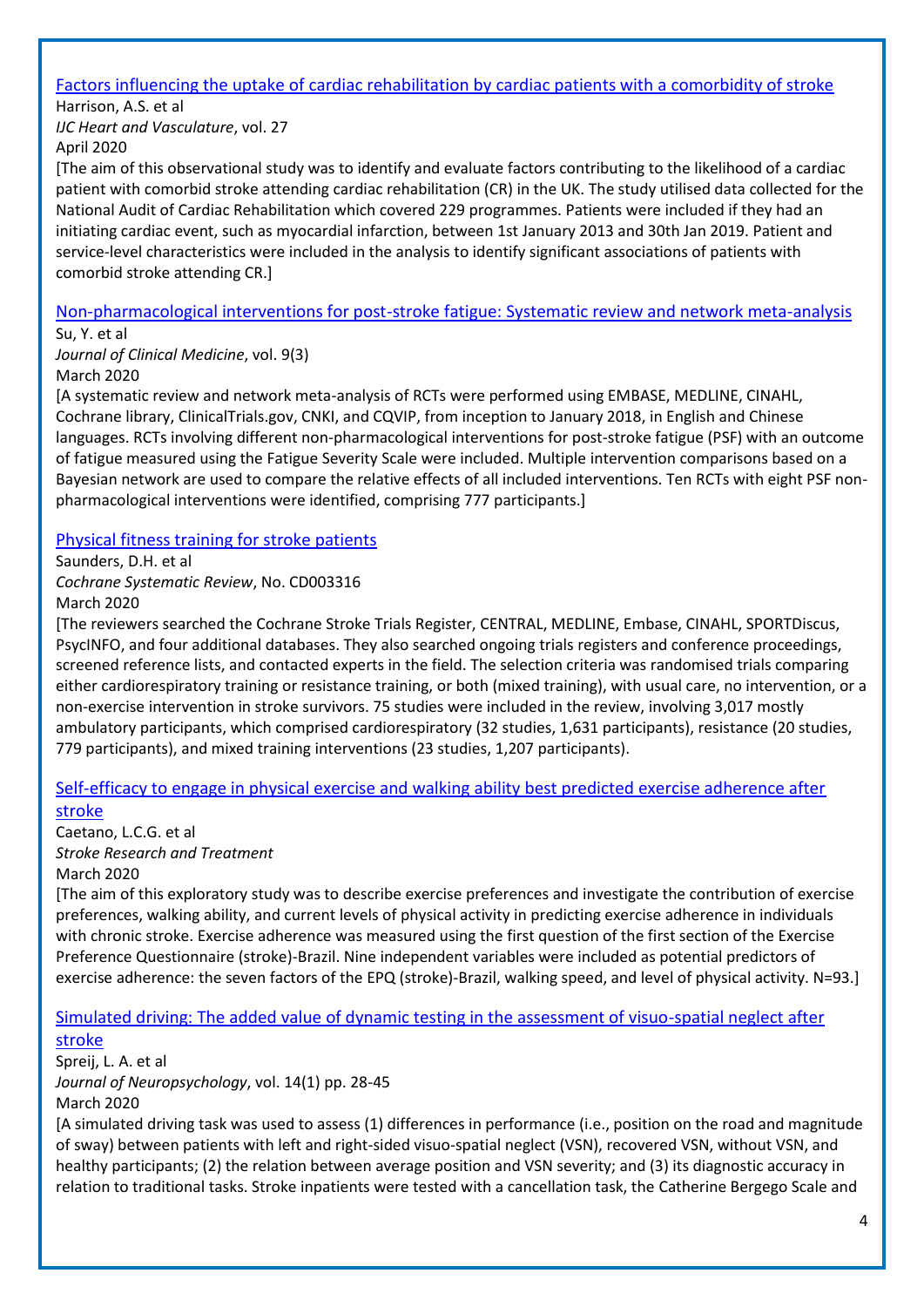[Factors influencing the uptake of cardiac rehabilitation by cardiac patients with a comorbidity of stroke](#)

Harrison, A.S. et al

*IJC Heart and Vasculature*, vol. 27

April 2020

[The aim of this observational study was to identify and evaluate factors contributing to the likelihood of a cardiac patient with comorbid stroke attending cardiac rehabilitation (CR) in the UK. The study utilised data collected for the National Audit of Cardiac Rehabilitation which covered 229 programmes. Patients were included if they had an initiating cardiac event, such as myocardial infarction, between 1st January 2013 and 30th Jan 2019. Patient and service-level characteristics were included in the analysis to identify significant associations of patients with comorbid stroke attending CR.]

[Non-pharmacological interventions for post-stroke fatigue: Systematic review and network meta-analysis](#)

Su, Y. et al

*Journal of Clinical Medicine*, vol. 9(3)

March 2020

[A systematic review and network meta-analysis of RCTs were performed using EMBASE, MEDLINE, CINAHL, Cochrane library, ClinicalTrials.gov, CNKI, and CQVIP, from inception to January 2018, in English and Chinese languages. RCTs involving different non-pharmacological interventions for post-stroke fatigue (PSF) with an outcome of fatigue measured using the Fatigue Severity Scale were included. Multiple intervention comparisons based on a Bayesian network are used to compare the relative effects of all included interventions. Ten RCTs with eight PSF non-pharmacological interventions were identified, comprising 777 participants.]

[Physical fitness training for stroke patients](#)

Saunders, D.H. et al

*Cochrane Systematic Review*, No. CD003316

March 2020

[The reviewers searched the Cochrane Stroke Trials Register, CENTRAL, MEDLINE, Embase, CINAHL, SPORTDiscus, PsycINFO, and four additional databases. They also searched ongoing trials registers and conference proceedings, screened reference lists, and contacted experts in the field. The selection criteria was randomised trials comparing either cardiorespiratory training or resistance training, or both (mixed training), with usual care, no intervention, or a non-exercise intervention in stroke survivors. 75 studies were included in the review, involving 3,017 mostly ambulatory participants, which comprised cardiorespiratory (32 studies, 1,631 participants), resistance (20 studies, 779 participants), and mixed training interventions (23 studies, 1,207 participants).

[Self-efficacy to engage in physical exercise and walking ability best predicted exercise adherence after stroke](#)

Caetano, L.C.G. et al

*Stroke Research and Treatment*

March 2020

[The aim of this exploratory study was to describe exercise preferences and investigate the contribution of exercise preferences, walking ability, and current levels of physical activity in predicting exercise adherence in individuals with chronic stroke. Exercise adherence was measured using the first question of the first section of the Exercise Preference Questionnaire (stroke)-Brazil. Nine independent variables were included as potential predictors of exercise adherence: the seven factors of the EPQ (stroke)-Brazil, walking speed, and level of physical activity. N=93.]

[Simulated driving: The added value of dynamic testing in the assessment of visuo-spatial neglect after stroke](#)

Spreij, L. A. et al

*Journal of Neuropsychology*, vol. 14(1) pp. 28-45

March 2020

[A simulated driving task was used to assess (1) differences in performance (i.e., position on the road and magnitude of sway) between patients with left and right-sided visuo-spatial neglect (VSN), recovered VSN, without VSN, and healthy participants; (2) the relation between average position and VSN severity; and (3) its diagnostic accuracy in relation to traditional tasks. Stroke inpatients were tested with a cancellation task, the Catherine Bergego Scale and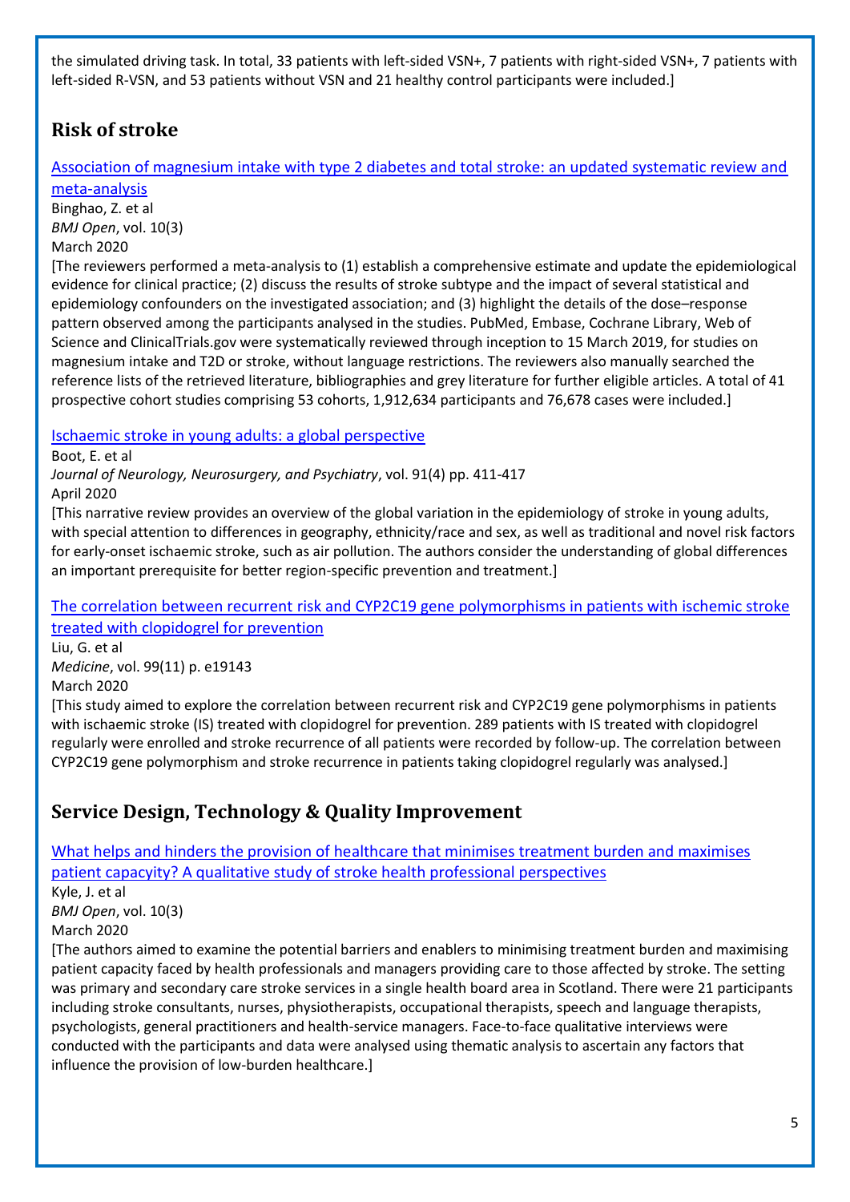the simulated driving task. In total, 33 patients with left-sided VSN+, 7 patients with right-sided VSN+, 7 patients with left-sided R-VSN, and 53 patients without VSN and 21 healthy control participants were included.]

## Risk of stroke

Association of magnesium intake with type 2 diabetes and total stroke: an updated systematic review and meta-analysis
Binghao, Z. et al
*BMJ Open*, vol. 10(3)
March 2020
[The reviewers performed a meta-analysis to (1) establish a comprehensive estimate and update the epidemiological evidence for clinical practice; (2) discuss the results of stroke subtype and the impact of several statistical and epidemiology confounders on the investigated association; and (3) highlight the details of the dose–response pattern observed among the participants analysed in the studies. PubMed, Embase, Cochrane Library, Web of Science and ClinicalTrials.gov were systematically reviewed through inception to 15 March 2019, for studies on magnesium intake and T2D or stroke, without language restrictions. The reviewers also manually searched the reference lists of the retrieved literature, bibliographies and grey literature for further eligible articles. A total of 41 prospective cohort studies comprising 53 cohorts, 1,912,634 participants and 76,678 cases were included.]

Ischaemic stroke in young adults: a global perspective
Boot, E. et al
*Journal of Neurology, Neurosurgery, and Psychiatry*, vol. 91(4) pp. 411-417
April 2020
[This narrative review provides an overview of the global variation in the epidemiology of stroke in young adults, with special attention to differences in geography, ethnicity/race and sex, as well as traditional and novel risk factors for early-onset ischaemic stroke, such as air pollution. The authors consider the understanding of global differences an important prerequisite for better region-specific prevention and treatment.]

The correlation between recurrent risk and CYP2C19 gene polymorphisms in patients with ischemic stroke treated with clopidogrel for prevention
Liu, G. et al
*Medicine*, vol. 99(11) p. e19143
March 2020
[This study aimed to explore the correlation between recurrent risk and CYP2C19 gene polymorphisms in patients with ischaemic stroke (IS) treated with clopidogrel for prevention. 289 patients with IS treated with clopidogrel regularly were enrolled and stroke recurrence of all patients were recorded by follow-up. The correlation between CYP2C19 gene polymorphism and stroke recurrence in patients taking clopidogrel regularly was analysed.]

## Service Design, Technology & Quality Improvement

What helps and hinders the provision of healthcare that minimises treatment burden and maximises patient capacity? A qualitative study of stroke health professional perspectives
Kyle, J. et al
*BMJ Open*, vol. 10(3)
March 2020
[The authors aimed to examine the potential barriers and enablers to minimising treatment burden and maximising patient capacity faced by health professionals and managers providing care to those affected by stroke. The setting was primary and secondary care stroke services in a single health board area in Scotland. There were 21 participants including stroke consultants, nurses, physiotherapists, occupational therapists, speech and language therapists, psychologists, general practitioners and health-service managers. Face-to-face qualitative interviews were conducted with the participants and data were analysed using thematic analysis to ascertain any factors that influence the provision of low-burden healthcare.]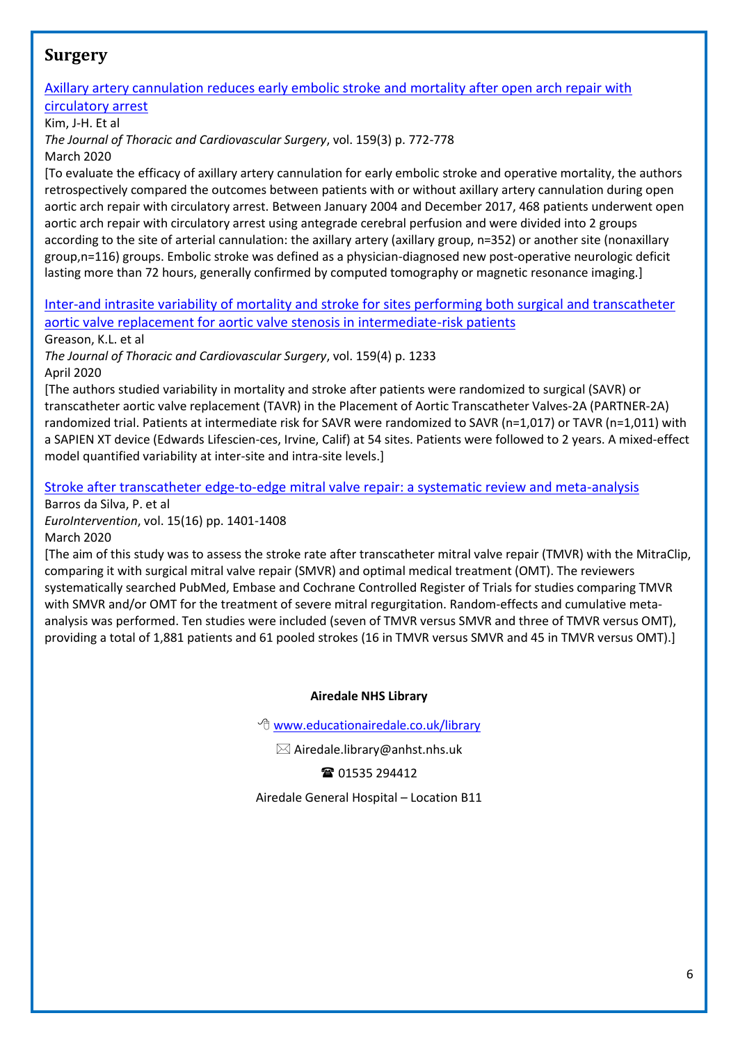## Surgery

[Axillary artery cannulation reduces early embolic stroke and mortality after open arch repair with circulatory arrest]

Kim, J-H. Et al

*The Journal of Thoracic and Cardiovascular Surgery*, vol. 159(3) p. 772-778

March 2020

[To evaluate the efficacy of axillary artery cannulation for early embolic stroke and operative mortality, the authors retrospectively compared the outcomes between patients with or without axillary artery cannulation during open aortic arch repair with circulatory arrest. Between January 2004 and December 2017, 468 patients underwent open aortic arch repair with circulatory arrest using antegrade cerebral perfusion and were divided into 2 groups according to the site of arterial cannulation: the axillary artery (axillary group, n=352) or another site (nonaxillary group,n=116) groups. Embolic stroke was defined as a physician-diagnosed new post-operative neurologic deficit lasting more than 72 hours, generally confirmed by computed tomography or magnetic resonance imaging.]

[Inter-and intrasite variability of mortality and stroke for sites performing both surgical and transcatheter aortic valve replacement for aortic valve stenosis in intermediate-risk patients]

Greason, K.L. et al

*The Journal of Thoracic and Cardiovascular Surgery*, vol. 159(4) p. 1233

April 2020

[The authors studied variability in mortality and stroke after patients were randomized to surgical (SAVR) or transcatheter aortic valve replacement (TAVR) in the Placement of Aortic Transcatheter Valves-2A (PARTNER-2A) randomized trial. Patients at intermediate risk for SAVR were randomized to SAVR (n=1,017) or TAVR (n=1,011) with a SAPIEN XT device (Edwards Lifescien-ces, Irvine, Calif) at 54 sites. Patients were followed to 2 years. A mixed-effect model quantified variability at inter-site and intra-site levels.]

[Stroke after transcatheter edge-to-edge mitral valve repair: a systematic review and meta-analysis]

Barros da Silva, P. et al

*EuroIntervention*, vol. 15(16) pp. 1401-1408

March 2020

[The aim of this study was to assess the stroke rate after transcatheter mitral valve repair (TMVR) with the MitraClip, comparing it with surgical mitral valve repair (SMVR) and optimal medical treatment (OMT). The reviewers systematically searched PubMed, Embase and Cochrane Controlled Register of Trials for studies comparing TMVR with SMVR and/or OMT for the treatment of severe mitral regurgitation. Random-effects and cumulative meta-analysis was performed. Ten studies were included (seven of TMVR versus SMVR and three of TMVR versus OMT), providing a total of 1,881 patients and 61 pooled strokes (16 in TMVR versus SMVR and 45 in TMVR versus OMT).]

**Airedale NHS Library**

www.educationairedale.co.uk/library

Airedale.library@anhst.nhs.uk

01535 294412

Airedale General Hospital – Location B11